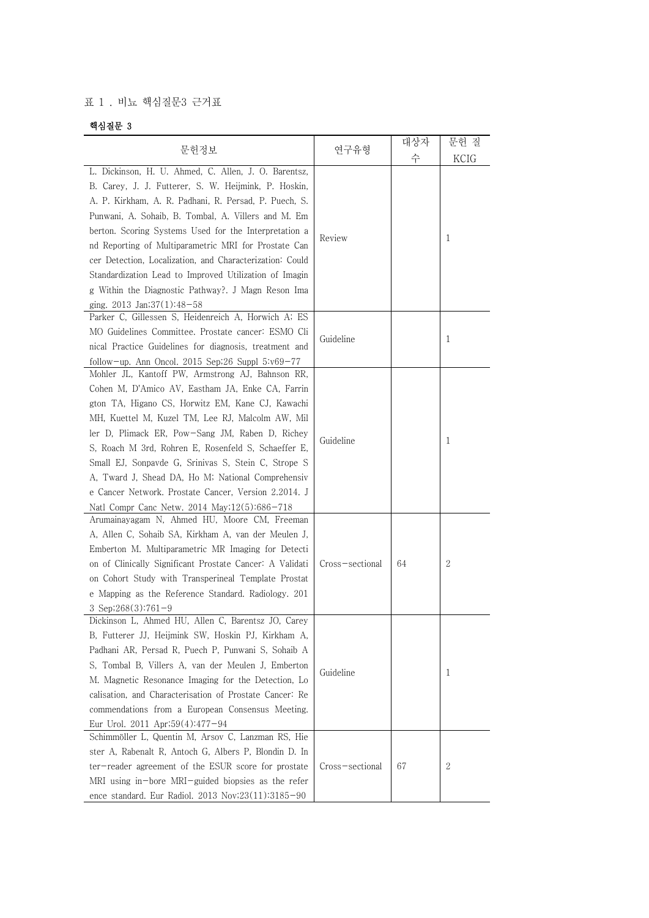표 1 . 비뇨 핵심질문3 근거표

**핵심질문 3**

| 문헌정보 | 연구유형 | 대상자 수 | 문헌 질 KCIG |
|---|---|---|---|
| L. Dickinson, H. U. Ahmed, C. Allen, J. O. Barentsz, B. Carey, J. J. Futterer, S. W. Heijmink, P. Hoskin, A. P. Kirkham, A. R. Padhani, R. Persad, P. Puech, S. Punwani, A. Sohaib, B. Tombal, A. Villers and M. Emberton. Scoring Systems Used for the Interpretation and Reporting of Multiparametric MRI for Prostate Cancer Detection, Localization, and Characterization: Could Standardization Lead to Improved Utilization of Imaging Within the Diagnostic Pathway?. J Magn Reson Imaging. 2013 Jan;37(1):48-58 | Review | | 1 |
| Parker C, Gillessen S, Heidenreich A, Horwich A; ESMO Guidelines Committee. Prostate cancer: ESMO Clinical Practice Guidelines for diagnosis, treatment and follow-up. Ann Oncol. 2015 Sep;26 Suppl 5:v69-77 | Guideline | | 1 |
| Mohler JL, Kantoff PW, Armstrong AJ, Bahnson RR, Cohen M, D'Amico AV, Eastham JA, Enke CA, Farrington TA, Higano CS, Horwitz EM, Kane CJ, Kawachi MH, Kuettel M, Kuzel TM, Lee RJ, Malcolm AW, Miller D, Plimack ER, Pow-Sang JM, Raben D, Richey S, Roach M 3rd, Rohren E, Rosenfeld S, Schaeffer E, Small EJ, Sonpavde G, Srinivas S, Stein C, Strope SA, Tward J, Shead DA, Ho M; National Comprehensive Cancer Network. Prostate Cancer, Version 2.2014. J Natl Compr Canc Netw. 2014 May;12(5):686-718 | Guideline | | 1 |
| Arumainayagam N, Ahmed HU, Moore CM, Freeman A, Allen C, Sohaib SA, Kirkham A, van der Meulen J, Emberton M. Multiparametric MR Imaging for Detection of Clinically Significant Prostate Cancer: A Validation Cohort Study with Transperineal Template Prostate Mapping as the Reference Standard. Radiology. 2013 Sep;268(3):761-9 | Cross-sectional | 64 | 2 |
| Dickinson L, Ahmed HU, Allen C, Barentsz JO, Carey B, Futterer JJ, Heijmink SW, Hoskin PJ, Kirkham A, Padhani AR, Persad R, Puech P, Punwani S, Sohaib AS, Tombal B, Villers A, van der Meulen J, Emberton M. Magnetic Resonance Imaging for the Detection, Localisation, and Characterisation of Prostate Cancer: Recommendations from a European Consensus Meeting. Eur Urol. 2011 Apr;59(4):477-94 | Guideline | | 1 |
| Schimmöller L, Quentin M, Arsov C, Lanzman RS, Hiester A, Rabenalt R, Antoch G, Albers P, Blondin D. Inter-reader agreement of the ESUR score for prostate MRI using in-bore MRI-guided biopsies as the reference standard. Eur Radiol. 2013 Nov;23(11):3185-90 | Cross-sectional | 67 | 2 |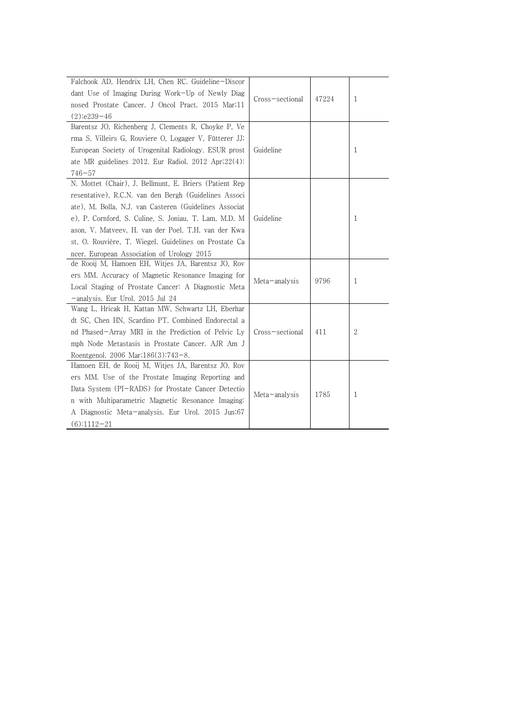| | | | |
|---|---|---|---|
| Falchook AD, Hendrix LH, Chen RC. Guideline-Discordant Use of Imaging During Work-Up of Newly Diagnosed Prostate Cancer. J Oncol Pract. 2015 Mar;11(2):e239-46 | Cross-sectional | 47224 | 1 |
| Barentsz JO, Richenberg J, Clements R, Choyke P, Verma S, Villeirs G, Rouviere O, Logager V, Fütterer JJ; European Society of Urogenital Radiology. ESUR prostate MR guidelines 2012. Eur Radiol. 2012 Apr;22(4):746-57 | Guideline | | 1 |
| N. Mottet (Chair), J. Bellmunt, E. Briers (Patient Representative), R.C.N. van den Bergh (Guidelines Associate), M. Bolla, N.J. van Casteren (Guidelines Associate), P. Cornford, S. Culine, S. Joniau, T. Lam, M.D. Mason, V. Matveev, H. van der Poel, T.H. van der Kwast, O. Rouvière, T. Wiegel. Guidelines on Prostate Cancer. European Association of Urology 2015 | Guideline | | 1 |
| de Rooij M, Hamoen EH, Witjes JA, Barentsz JO, Rovers MM. Accuracy of Magnetic Resonance Imaging for Local Staging of Prostate Cancer: A Diagnostic Meta-analysis. Eur Urol. 2015 Jul 24 | Meta-analysis | 9796 | 1 |
| Wang L, Hricak H, Kattan MW, Schwartz LH, Eberhardt SC, Chen HN, Scardino PT. Combined Endorectal and Phased-Array MRI in the Prediction of Pelvic Lymph Node Metastasis in Prostate Cancer. AJR Am J Roentgenol. 2006 Mar;186(3):743-8. | Cross-sectional | 411 | 2 |
| Hamoen EH, de Rooij M, Witjes JA, Barentsz JO, Rovers MM. Use of the Prostate Imaging Reporting and Data System (PI-RADS) for Prostate Cancer Detection with Multiparametric Magnetic Resonance Imaging: A Diagnostic Meta-analysis. Eur Urol. 2015 Jun;67(6):1112-21 | Meta-analysis | 1785 | 1 |